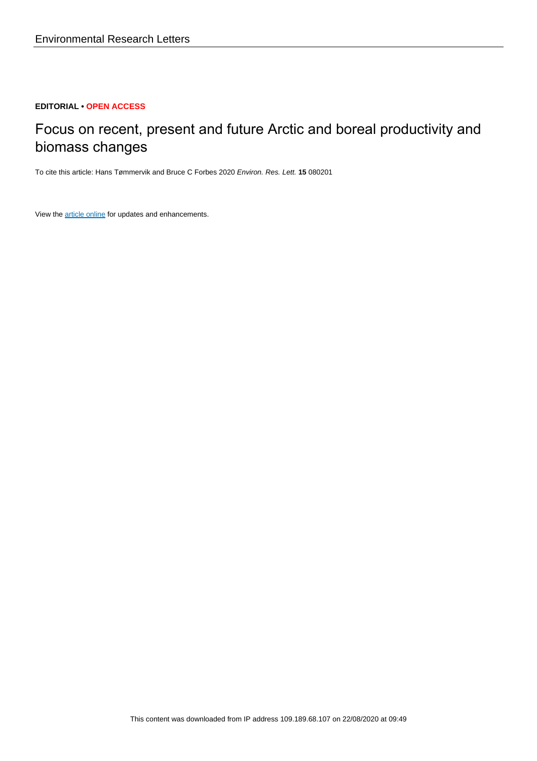Environmental Research Letters

**EDITORIAL • OPEN ACCESS**

# Focus on recent, present and future Arctic and boreal productivity and biomass changes

To cite this article: Hans Tømmervik and Bruce C Forbes 2020 *Environ. Res. Lett.* **15** 080201

View the article online for updates and enhancements.

This content was downloaded from IP address 109.189.68.107 on 22/08/2020 at 09:49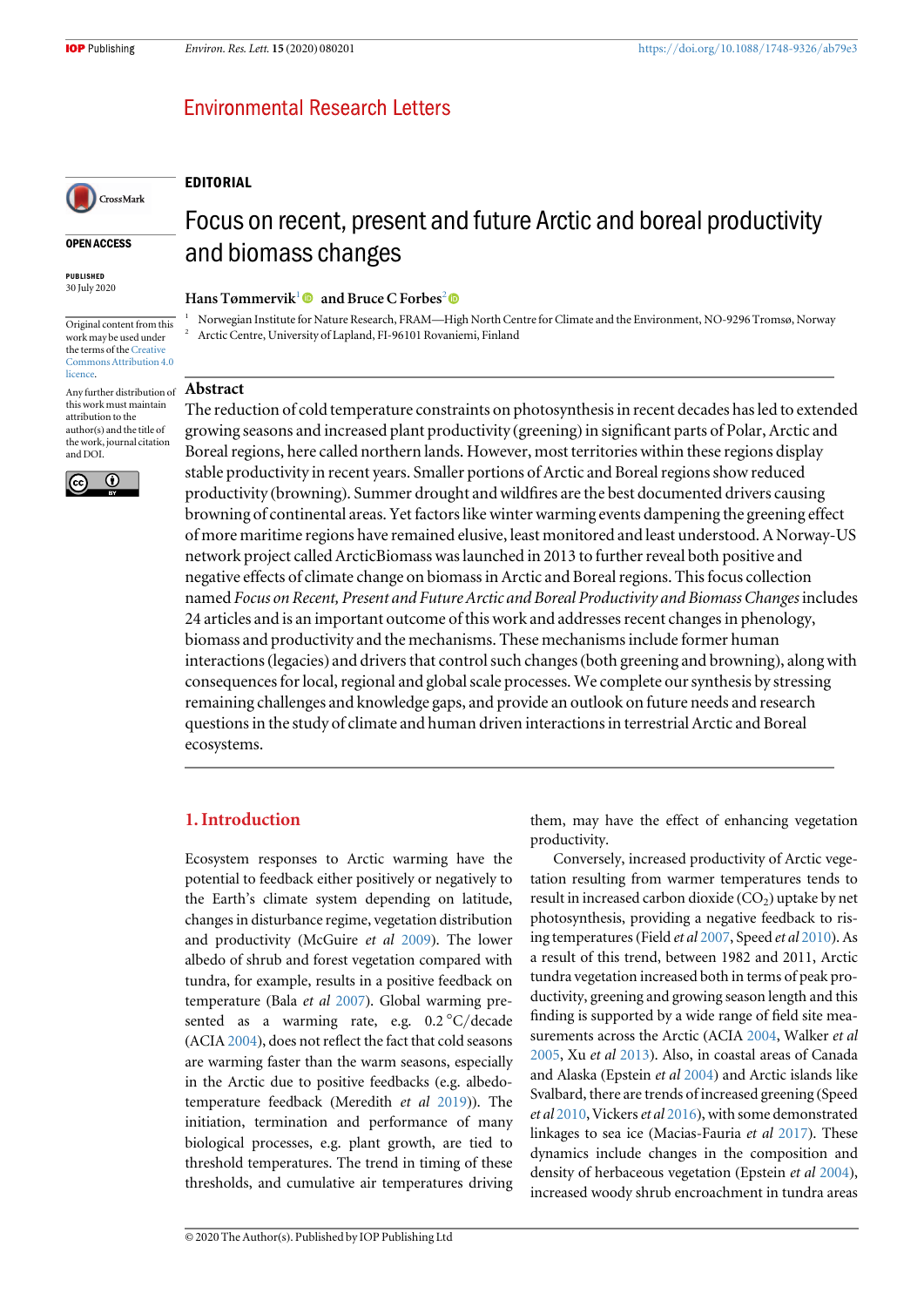# EDITORIAL

# Focus on recent, present and future Arctic and boreal productivity and biomass changes

**Hans Tømmervik**[1] **and Bruce C Forbes**[2]

[1] Norwegian Institute for Nature Research, FRAM—High North Centre for Climate and the Environment, NO-9296 Tromsø, Norway

[2] Arctic Centre, University of Lapland, FI-96101 Rovaniemi, Finland

OPEN ACCESS

PUBLISHED
30 July 2020

Original content from this work may be used under the terms of the Creative Commons Attribution 4.0 licence.

Any further distribution of this work must maintain attribution to the author(s) and the title of the work, journal citation and DOI.

## Abstract

The reduction of cold temperature constraints on photosynthesis in recent decades has led to extended growing seasons and increased plant productivity (greening) in significant parts of Polar, Arctic and Boreal regions, here called northern lands. However, most territories within these regions display stable productivity in recent years. Smaller portions of Arctic and Boreal regions show reduced productivity (browning). Summer drought and wildfires are the best documented drivers causing browning of continental areas. Yet factors like winter warming events dampening the greening effect of more maritime regions have remained elusive, least monitored and least understood. A Norway-US network project called ArcticBiomass was launched in 2013 to further reveal both positive and negative effects of climate change on biomass in Arctic and Boreal regions. This focus collection named *Focus on Recent, Present and Future Arctic and Boreal Productivity and Biomass Changes* includes 24 articles and is an important outcome of this work and addresses recent changes in phenology, biomass and productivity and the mechanisms. These mechanisms include former human interactions (legacies) and drivers that control such changes (both greening and browning), along with consequences for local, regional and global scale processes. We complete our synthesis by stressing remaining challenges and knowledge gaps, and provide an outlook on future needs and research questions in the study of climate and human driven interactions in terrestrial Arctic and Boreal ecosystems.

## 1. Introduction

Ecosystem responses to Arctic warming have the potential to feedback either positively or negatively to the Earth's climate system depending on latitude, changes in disturbance regime, vegetation distribution and productivity (McGuire *et al* 2009). The lower albedo of shrub and forest vegetation compared with tundra, for example, results in a positive feedback to temperature (Bala *et al* 2007). Global warming presented as a warming rate, e.g. 0.2 °C/decade (ACIA 2004), does not reflect the fact that cold seasons are warming faster than the warm seasons, especially in the Arctic due to positive feedbacks (e.g. albedo-temperature feedback (Meredith *et al* 2019)). The initiation, termination and performance of many biological processes, e.g. plant growth, are tied to threshold temperatures. The trend in timing of these thresholds, and cumulative air temperatures driving them, may have the effect of enhancing vegetation productivity.

Conversely, increased productivity of Arctic vegetation resulting from warmer temperatures tends to result in increased carbon dioxide ($CO_2$) uptake by net photosynthesis, providing a negative feedback to rising temperatures (Field *et al* 2007, Speed *et al* 2010). As a result of this trend, between 1982 and 2011, Arctic tundra vegetation increased both in terms of peak productivity, greening and growing season length and this finding is supported by a wide range of field site measurements across the Arctic (ACIA 2004, Walker *et al* 2005, Xu *et al* 2013). Also, in coastal areas of Canada and Alaska (Epstein *et al* 2004) and Arctic islands like Svalbard, there are trends of increased greening (Speed *et al* 2010, Vickers *et al* 2016), with some demonstrated linkages to sea ice (Macias-Fauria *et al* 2017). These dynamics include changes in the composition and density of herbaceous vegetation (Epstein *et al* 2004), increased woody shrub encroachment in tundra areas

© 2020 The Author(s). Published by IOP Publishing Ltd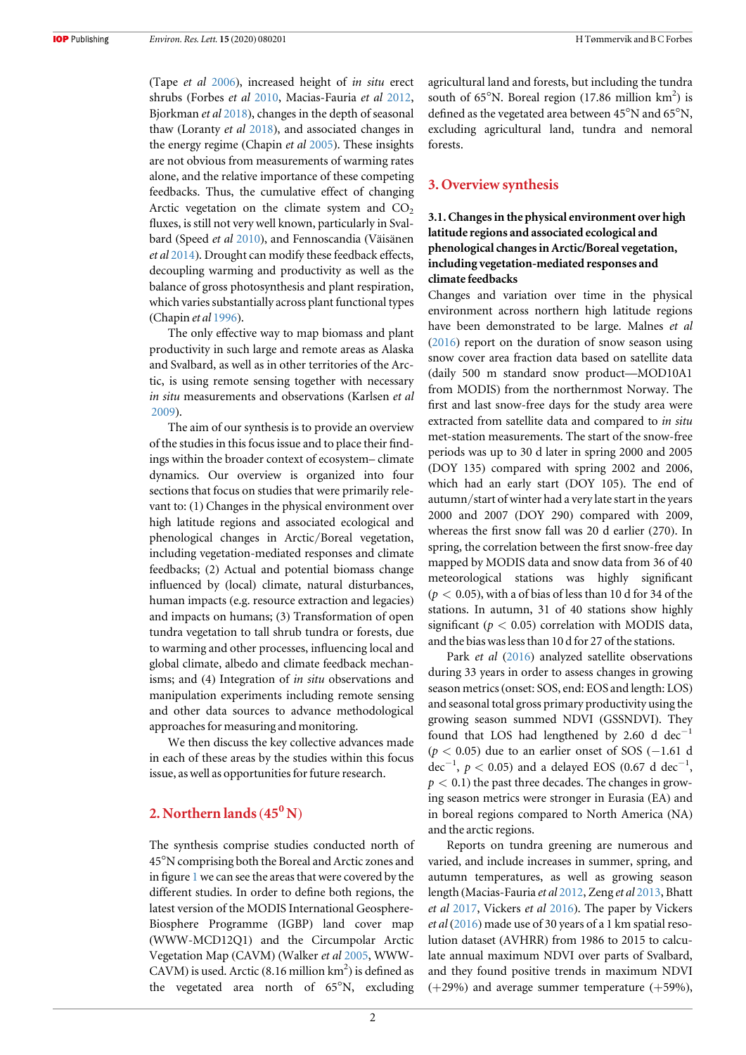(Tape *et al* 2006), increased height of *in situ* erect shrubs (Forbes *et al* 2010, Macias-Fauria *et al* 2012, Bjorkman *et al* 2018), changes in the depth of seasonal thaw (Loranty *et al* 2018), and associated changes in the energy regime (Chapin *et al* 2005). These insights are not obvious from measurements of warming rates alone, and the relative importance of these competing feedbacks. Thus, the cumulative effect of changing Arctic vegetation on the climate system and $CO_2$ fluxes, is still not very well known, particularly in Svalbard (Speed *et al* 2010), and Fennoscandia (Väisänen *et al* 2014). Drought can modify these feedback effects, decoupling warming and productivity as well as the balance of gross photosynthesis and plant respiration, which varies substantially across plant functional types (Chapin *et al* 1996).

The only effective way to map biomass and plant productivity in such large and remote areas as Alaska and Svalbard, as well as in other territories of the Arctic, is using remote sensing together with necessary *in situ* measurements and observations (Karlsen *et al* 2009).

The aim of our synthesis is to provide an overview of the studies in this focus issue and to place their findings within the broader context of ecosystem– climate dynamics. Our overview is organized into four sections that focus on studies that were primarily relevant to: (1) Changes in the physical environment over high latitude regions and associated ecological and phenological changes in Arctic/Boreal vegetation, including vegetation-mediated responses and climate feedbacks; (2) Actual and potential biomass change influenced by (local) climate, natural disturbances, human impacts (e.g. resource extraction and legacies) and impacts on humans; (3) Transformation of open tundra vegetation to tall shrub tundra or forests, due to warming and other processes, influencing local and global climate, albedo and climate feedback mechanisms; and (4) Integration of *in situ* observations and manipulation experiments including remote sensing and other data sources to advance methodological approaches for measuring and monitoring.

We then discuss the key collective advances made in each of these areas by the studies within this focus issue, as well as opportunities for future research.

## 2. Northern lands ($45^0$ N)

The synthesis comprise studies conducted north of 45°N comprising both the Boreal and Arctic zones and in figure 1 we can see the areas that were covered by the different studies. In order to define both regions, the latest version of the MODIS International Geosphere-Biosphere Programme (IGBP) land cover map (WWW-MCD12Q1) and the Circumpolar Arctic Vegetation Map (CAVM) (Walker *et al* 2005, WWW-CAVM) is used. Arctic (8.16 million $km^2$) is defined as the vegetated area north of 65°N, excluding agricultural land and forests, but including the tundra south of 65°N. Boreal region (17.86 million $km^2$) is defined as the vegetated area between 45°N and 65°N, excluding agricultural land, tundra and nemoral forests.

## 3. Overview synthesis

### 3.1. Changes in the physical environment over high latitude regions and associated ecological and phenological changes in Arctic/Boreal vegetation, including vegetation-mediated responses and climate feedbacks

Changes and variation over time in the physical environment across northern high latitude regions have been demonstrated to be large. Malnes *et al* (2016) report on the duration of snow season using snow cover area fraction data based on satellite data (daily 500 m standard snow product—MOD10A1 from MODIS) from the northernmost Norway. The first and last snow-free days for the study area were extracted from satellite data and compared to *in situ* met-station measurements. The start of the snow-free periods was up to 30 d later in spring 2000 and 2005 (DOY 135) compared with spring 2002 and 2006, which had an early start (DOY 105). The end of autumn/start of winter had a very late start in the years 2000 and 2007 (DOY 290) compared with 2009, whereas the first snow fall was 20 d earlier (270). In spring, the correlation between the first snow-free day mapped by MODIS data and snow data from 36 of 40 meteorological stations was highly significant ($p < 0.05$), with a of bias of less than 10 d for 34 of the stations. In autumn, 31 of 40 stations show highly significant ($p < 0.05$) correlation with MODIS data, and the bias was less than 10 d for 27 of the stations.

Park *et al* (2016) analyzed satellite observations during 33 years in order to assess changes in growing season metrics (onset: SOS, end: EOS and length: LOS) and seasonal total gross primary productivity using the growing season summed NDVI (GSSNDVI). They found that LOS had lengthened by 2.60 d $dec^{-1}$ ($p < 0.05$) due to an earlier onset of SOS (−1.61 d $dec^{-1}$, $p < 0.05$) and a delayed EOS (0.67 d $dec^{-1}$, $p < 0.1$) the past three decades. The changes in growing season metrics were stronger in Eurasia (EA) and in boreal regions compared to North America (NA) and the arctic regions.

Reports on tundra greening are numerous and varied, and include increases in summer, spring, and autumn temperatures, as well as growing season length (Macias-Fauria *et al* 2012, Zeng *et al* 2013, Bhatt *et al* 2017, Vickers *et al* 2016). The paper by Vickers *et al* (2016) made use of 30 years of a 1 km spatial resolution dataset (AVHRR) from 1986 to 2015 to calculate annual maximum NDVI over parts of Svalbard, and they found positive trends in maximum NDVI (+29%) and average summer temperature (+59%),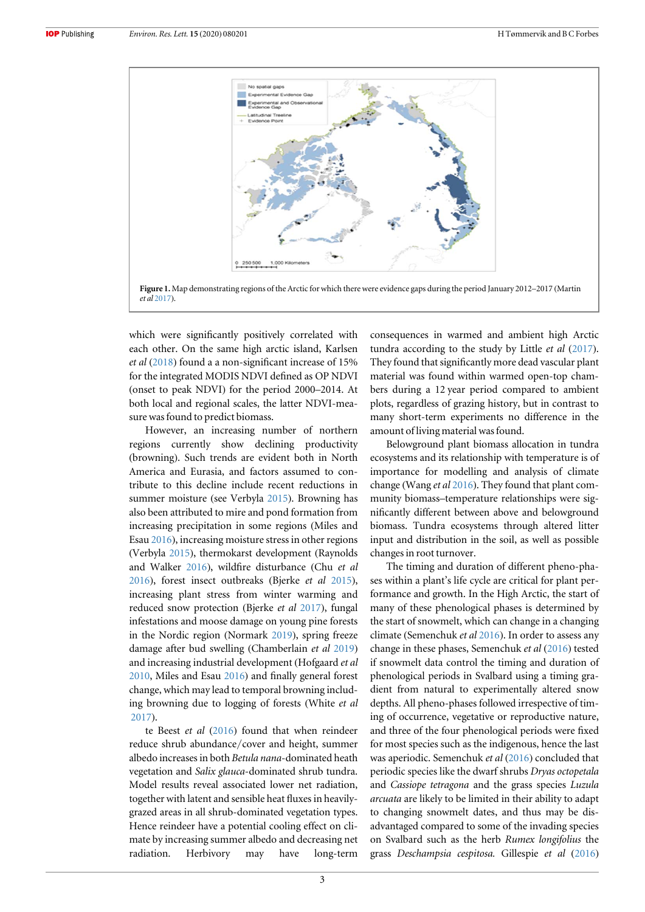No spatial gaps
Experimental Evidence Gap
Experimental and Observational Evidence Gap
Latitudinal Treeline
Evidence Point

0 250 500 1,000 Kilometers

**Figure 1.** Map demonstrating regions of the Arctic for which there were evidence gaps during the period January 2012–2017 (Martin *et al* 2017).

which were significantly positively correlated with each other. On the same high arctic island, Karlsen *et al* (2018) found a a non-significant increase of 15% for the integrated MODIS NDVI defined as OP NDVI (onset to peak NDVI) for the period 2000–2014. At both local and regional scales, the latter NDVI-measure was found to predict biomass.

However, an increasing number of northern regions currently show declining productivity (browning). Such trends are evident both in North America and Eurasia, and factors assumed to contribute to this decline include recent reductions in summer moisture (see Verbyla 2015). Browning has also been attributed to mire and pond formation from increasing precipitation in some regions (Miles and Esau 2016), increasing moisture stress in other regions (Verbyla 2015), thermokarst development (Raynolds and Walker 2016), wildfire disturbance (Chu *et al* 2016), forest insect outbreaks (Bjerke *et al* 2015), increasing plant stress from winter warming and reduced snow protection (Bjerke *et al* 2017), fungal infestations and moose damage on young pine forests in the Nordic region (Normark 2019), spring freeze damage after bud swelling (Chamberlain *et al* 2019) and increasing industrial development (Hofgaard *et al* 2010, Miles and Esau 2016) and finally general forest change, which may lead to temporal browning including browning due to logging of forests (White *et al* 2017).

te Beest *et al* (2016) found that when reindeer reduce shrub abundance/cover and height, summer albedo increases in both *Betula nana*-dominated heath vegetation and *Salix glauca*-dominated shrub tundra. Model results reveal associated lower net radiation, together with latent and sensible heat fluxes in heavily-grazed areas in all shrub-dominated vegetation types. Hence reindeer have a potential cooling effect on climate by increasing summer albedo and decreasing net radiation. Herbivory may have long-term consequences in warmed and ambient high Arctic tundra according to the study by Little *et al* (2017). They found that significantly more dead vascular plant material was found within warmed open-top chambers during a 12 year period compared to ambient plots, regardless of grazing history, but in contrast to many short-term experiments no difference in the amount of living material was found.

Belowground plant biomass allocation in tundra ecosystems and its relationship with temperature is of importance for modelling and analysis of climate change (Wang *et al* 2016). They found that plant community biomass–temperature relationships were significantly different between above and belowground biomass. Tundra ecosystems through altered litter input and distribution in the soil, as well as possible changes in root turnover.

The timing and duration of different pheno-phases within a plant's life cycle are critical for plant performance and growth. In the High Arctic, the start of many of these phenological phases is determined by the start of snowmelt, which can change in a changing climate (Semenchuk *et al* 2016). In order to assess any change in these phases, Semenchuk *et al* (2016) tested if snowmelt data control the timing and duration of phenological periods in Svalbard using a timing gradient from natural to experimentally altered snow depths. All pheno-phases followed irrespective of timing of occurrence, vegetative or reproductive nature, and three of the four phenological periods were fixed for most species such as the indigenous, hence the last was aperiodic. Semenchuk *et al* (2016) concluded that periodic species like the dwarf shrubs *Dryas octopetala* and *Cassiope tetragona* and the grass species *Luzula arcuata* are likely to be limited in their ability to adapt to changing snowmelt dates, and thus may be disadvantaged compared to some of the invading species on Svalbard such as the herb *Rumex longifolius* the grass *Deschampsia cespitosa*. Gillespie *et al* (2016)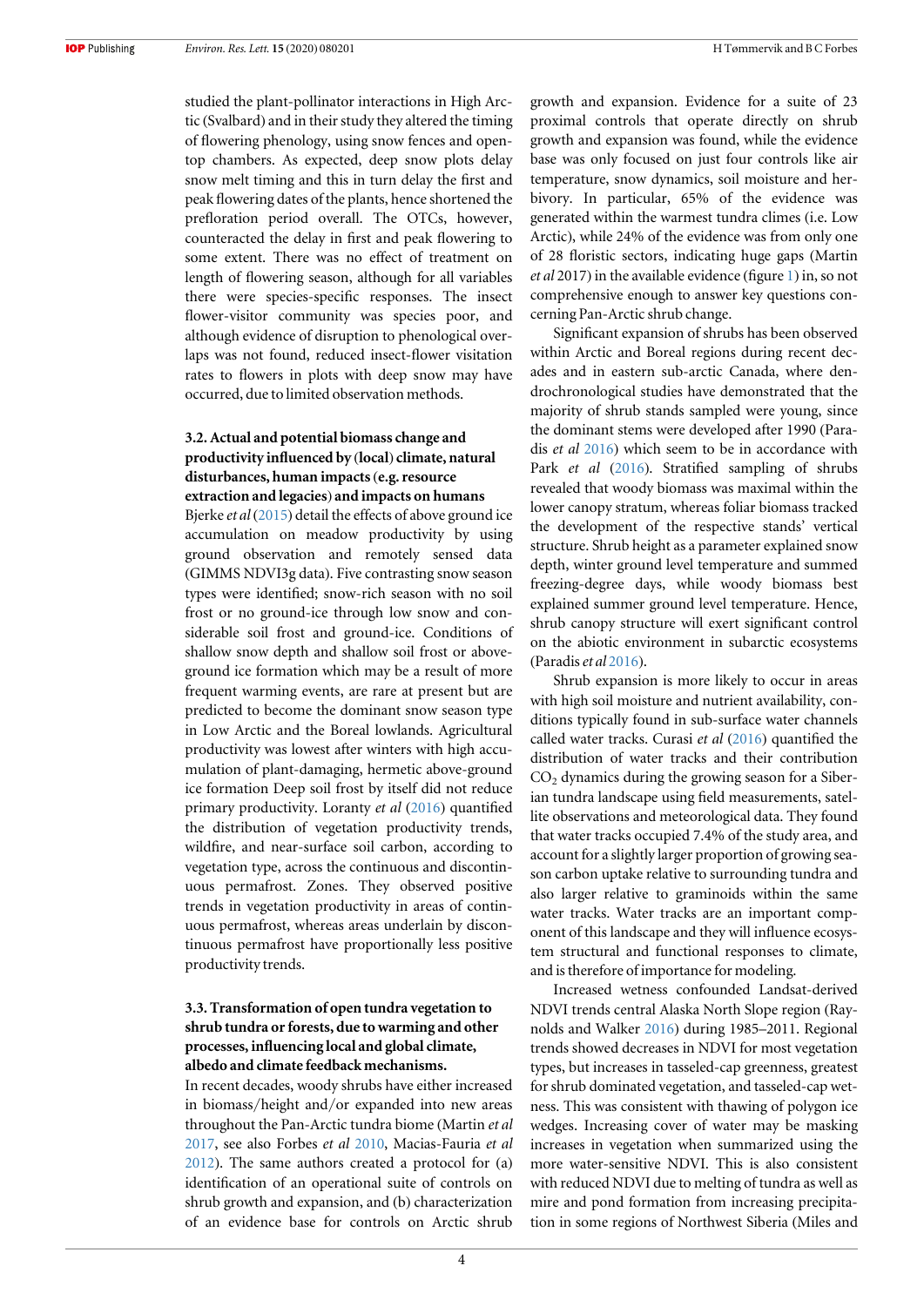studied the plant-pollinator interactions in High Arctic (Svalbard) and in their study they altered the timing of flowering phenology, using snow fences and open-top chambers. As expected, deep snow plots delay snow melt timing and this in turn delay the first and peak flowering dates of the plants, hence shortened the prefloration period overall. The OTCs, however, counteracted the delay in first and peak flowering to some extent. There was no effect of treatment on length of flowering season, although for all variables there were species-specific responses. The insect flower-visitor community was species poor, and although evidence of disruption to phenological overlaps was not found, reduced insect-flower visitation rates to flowers in plots with deep snow may have occurred, due to limited observation methods.

### 3.2. Actual and potential biomass change and productivity influenced by (local) climate, natural disturbances, human impacts (e.g. resource extraction and legacies) and impacts on humans

Bjerke *et al* (2015) detail the effects of above ground ice accumulation on meadow productivity by using ground observation and remotely sensed data (GIMMS NDVI3g data). Five contrasting snow season types were identified; snow-rich season with no soil frost or no ground-ice through low snow and considerable soil frost and ground-ice. Conditions of shallow snow depth and shallow soil frost or above-ground ice formation which may be a result of more frequent warming events, are rare at present but are predicted to become the dominant snow season type in Low Arctic and the Boreal lowlands. Agricultural productivity was lowest after winters with high accumulation of plant-damaging, hermetic above-ground ice formation Deep soil frost by itself did not reduce primary productivity. Loranty *et al* (2016) quantified the distribution of vegetation productivity trends, wildfire, and near-surface soil carbon, according to vegetation type, across the continuous and discontinuous permafrost. Zones. They observed positive trends in vegetation productivity in areas of continuous permafrost, whereas areas underlain by discontinuous permafrost have proportionally less positive productivity trends.

### 3.3. Transformation of open tundra vegetation to shrub tundra or forests, due to warming and other processes, influencing local and global climate, albedo and climate feedback mechanisms.

In recent decades, woody shrubs have either increased in biomass/height and/or expanded into new areas throughout the Pan-Arctic tundra biome (Martin *et al* 2017, see also Forbes *et al* 2010, Macias-Fauria *et al* 2012). The same authors created a protocol for (a) identification of an operational suite of controls on shrub growth and expansion, and (b) characterization of an evidence base for controls on Arctic shrub growth and expansion. Evidence for a suite of 23 proximal controls that operate directly on shrub growth and expansion was found, while the evidence base was only focused on just four controls like air temperature, snow dynamics, soil moisture and herbivory. In particular, 65% of the evidence was generated within the warmest tundra climes (i.e. Low Arctic), while 24% of the evidence was from only one of 28 floristic sectors, indicating huge gaps (Martin *et al* 2017) in the available evidence (figure 1) in, so not comprehensive enough to answer key questions concerning Pan-Arctic shrub change.

Significant expansion of shrubs has been observed within Arctic and Boreal regions during recent decades and in eastern sub-arctic Canada, where dendrochronological studies have demonstrated that the majority of shrub stands sampled were young, since the dominant stems were developed after 1990 (Paradis *et al* 2016) which seem to be in accordance with Park *et al* (2016). Stratified sampling of shrubs revealed that woody biomass was maximal within the lower canopy stratum, whereas foliar biomass tracked the development of the respective stands' vertical structure. Shrub height as a parameter explained snow depth, winter ground level temperature and summed freezing-degree days, while woody biomass best explained summer ground level temperature. Hence, shrub canopy structure will exert significant control on the abiotic environment in subarctic ecosystems (Paradis *et al* 2016).

Shrub expansion is more likely to occur in areas with high soil moisture and nutrient availability, conditions typically found in sub-surface water channels called water tracks. Curasi *et al* (2016) quantified the distribution of water tracks and their contribution $CO_2$ dynamics during the growing season for a Siberian tundra landscape using field measurements, satellite observations and meteorological data. They found that water tracks occupied 7.4% of the study area, and account for a slightly larger proportion of growing season carbon uptake relative to surrounding tundra and also larger relative to graminoids within the same water tracks. Water tracks are an important component of this landscape and they will influence ecosystem structural and functional responses to climate, and is therefore of importance for modeling.

Increased wetness confounded Landsat-derived NDVI trends central Alaska North Slope region (Raynolds and Walker 2016) during 1985–2011. Regional trends showed decreases in NDVI for most vegetation types, but increases in tasseled-cap greenness, greatest for shrub dominated vegetation, and tasseled-cap wetness. This was consistent with thawing of polygon ice wedges. Increasing cover of water may be masking increases in vegetation when summarized using the more water-sensitive NDVI. This is also consistent with reduced NDVI due to melting of tundra as well as mire and pond formation from increasing precipitation in some regions of Northwest Siberia (Miles and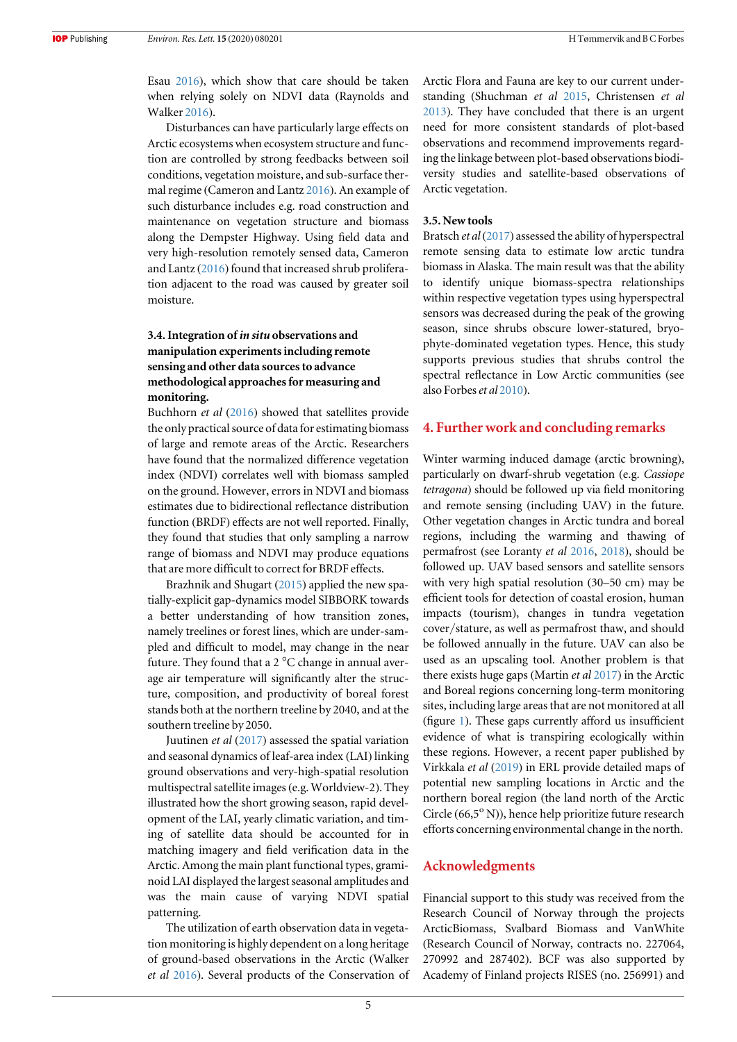Esau 2016), which show that care should be taken when relying solely on NDVI data (Raynolds and Walker 2016).

Disturbances can have particularly large effects on Arctic ecosystems when ecosystem structure and function are controlled by strong feedbacks between soil conditions, vegetation moisture, and sub-surface thermal regime (Cameron and Lantz 2016). An example of such disturbance includes e.g. road construction and maintenance on vegetation structure and biomass along the Dempster Highway. Using field data and very high-resolution remotely sensed data, Cameron and Lantz (2016) found that increased shrub proliferation adjacent to the road was caused by greater soil moisture.

### 3.4. Integration of *in situ* observations and manipulation experiments including remote sensing and other data sources to advance methodological approaches for measuring and monitoring.

Buchhorn *et al* (2016) showed that satellites provide the only practical source of data for estimating biomass of large and remote areas of the Arctic. Researchers have found that the normalized difference vegetation index (NDVI) correlates well with biomass sampled on the ground. However, errors in NDVI and biomass estimates due to bidirectional reflectance distribution function (BRDF) effects are not well reported. Finally, they found that studies that only sampling a narrow range of biomass and NDVI may produce equations that are more difficult to correct for BRDF effects.

Brazhnik and Shugart (2015) applied the new spatially-explicit gap-dynamics model SIBBORK towards a better understanding of how transition zones, namely treelines or forest lines, which are under-sampled and difficult to model, may change in the near future. They found that a 2 °C change in annual average air temperature will significantly alter the structure, composition, and productivity of boreal forest stands both at the northern treeline by 2040, and at the southern treeline by 2050.

Juutinen *et al* (2017) assessed the spatial variation and seasonal dynamics of leaf-area index (LAI) linking ground observations and very-high-spatial resolution multispectral satellite images (e.g. Worldview-2). They illustrated how the short growing season, rapid development of the LAI, yearly climatic variation, and timing of satellite data should be accounted for in matching imagery and field verification data in the Arctic. Among the main plant functional types, graminoid LAI displayed the largest seasonal amplitudes and was the main cause of varying NDVI spatial patterning.

The utilization of earth observation data in vegetation monitoring is highly dependent on a long heritage of ground-based observations in the Arctic (Walker *et al* 2016). Several products of the Conservation of Arctic Flora and Fauna are key to our current understanding (Shuchman *et al* 2015, Christensen *et al* 2013). They have concluded that there is an urgent need for more consistent standards of plot-based observations and recommend improvements regarding the linkage between plot-based observations biodiversity studies and satellite-based observations of Arctic vegetation.

### 3.5. New tools

Bratsch *et al* (2017) assessed the ability of hyperspectral remote sensing data to estimate low arctic tundra biomass in Alaska. The main result was that the ability to identify unique biomass-spectra relationships within respective vegetation types using hyperspectral sensors was decreased during the peak of the growing season, since shrubs obscure lower-statured, bryophyte-dominated vegetation types. Hence, this study supports previous studies that shrubs control the spectral reflectance in Low Arctic communities (see also Forbes *et al* 2010).

## 4. Further work and concluding remarks

Winter warming induced damage (arctic browning), particularly on dwarf-shrub vegetation (e.g. *Cassiope tetragona*) should be followed up via field monitoring and remote sensing (including UAV) in the future. Other vegetation changes in Arctic tundra and boreal regions, including the warming and thawing of permafrost (see Loranty *et al* 2016, 2018), should be followed up. UAV based sensors and satellite sensors with very high spatial resolution (30–50 cm) may be efficient tools for detection of coastal erosion, human impacts (tourism), changes in tundra vegetation cover/stature, as well as permafrost thaw, and should be followed annually in the future. UAV can also be used as an upscaling tool. Another problem is that there exists huge gaps (Martin *et al* 2017) in the Arctic and Boreal regions concerning long-term monitoring sites, including large areas that are not monitored at all (figure 1). These gaps currently afford us insufficient evidence of what is transpiring ecologically within these regions. However, a recent paper published by Virkkala *et al* (2019) in ERL provide detailed maps of potential new sampling locations in Arctic and the northern boreal region (the land north of the Arctic Circle (66,5° N)), hence help prioritize future research efforts concerning environmental change in the north.

## Acknowledgments

Financial support to this study was received from the Research Council of Norway through the projects ArcticBiomass, Svalbard Biomass and VanWhite (Research Council of Norway, contracts no. 227064, 270992 and 287402). BCF was also supported by Academy of Finland projects RISES (no. 256991) and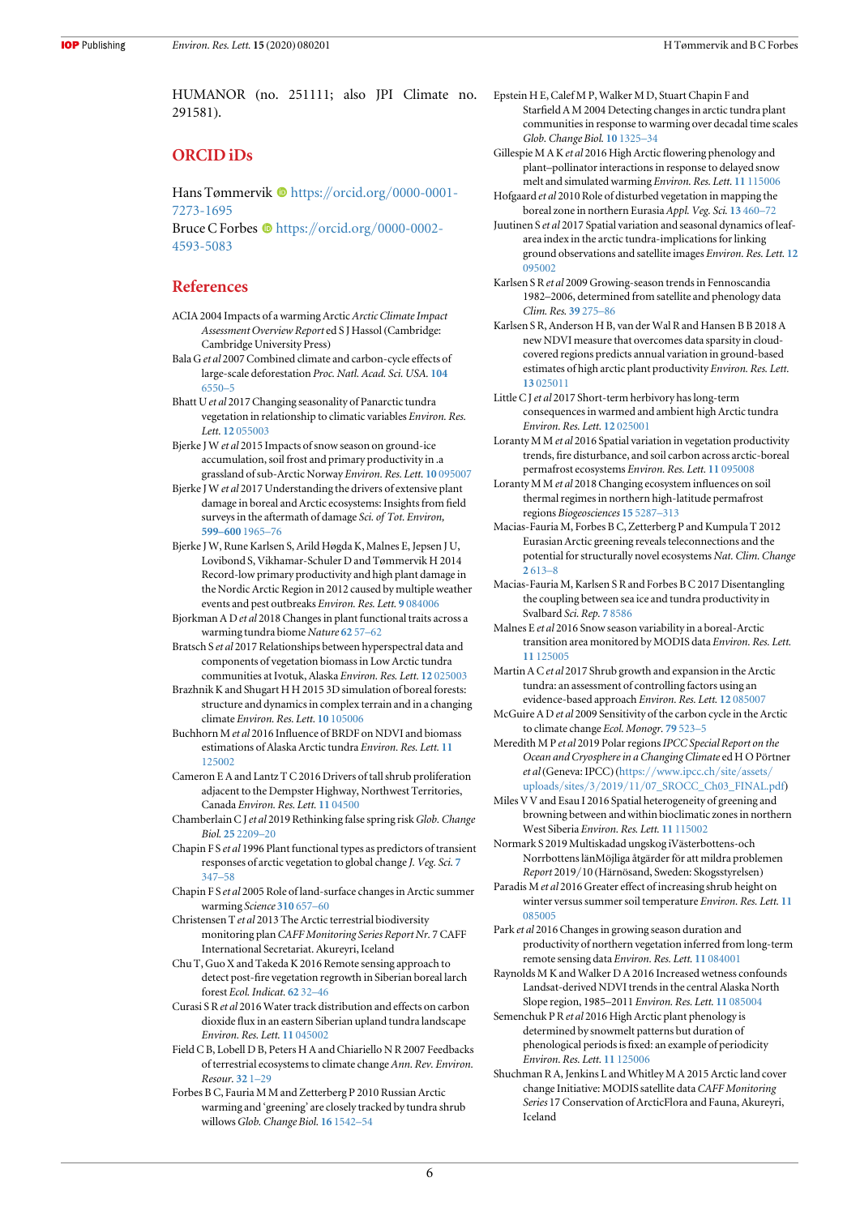HUMANOR (no. 251111; also JPI Climate no. 291581).

## ORCID iDs

Hans Tømmervik https://orcid.org/0000-0001-7273-1695
Bruce C Forbes https://orcid.org/0000-0002-4593-5083

## References

ACIA 2004 Impacts of a warming Arctic *Arctic Climate Impact Assessment Overview Report* ed S J Hassol (Cambridge: Cambridge University Press)

Bala G *et al* 2007 Combined climate and carbon-cycle effects of large-scale deforestation *Proc. Natl. Acad. Sci. USA.* **104** 6550–5

Bhatt U *et al* 2017 Changing seasonality of Panarctic tundra vegetation in relationship to climatic variables *Environ. Res. Lett.* **12** 055003

Bjerke J W *et al* 2015 Impacts of snow season on ground-ice accumulation, soil frost and primary productivity in .a grassland of sub-Arctic Norway *Environ. Res. Lett.* **10** 095007

Bjerke J W *et al* 2017 Understanding the drivers of extensive plant damage in boreal and Arctic ecosystems: Insights from field surveys in the aftermath of damage *Sci. of Tot. Environ,* **599–600** 1965–76

Bjerke J W, Rune Karlsen S, Arild Høgda K, Malnes E, Jepsen J U, Lovibond S, Vikhamar-Schuler D and Tømmervik H 2014 Record-low primary productivity and high plant damage in the Nordic Arctic Region in 2012 caused by multiple weather events and pest outbreaks *Environ. Res. Lett.* **9** 084006

Bjorkman A D *et al* 2018 Changes in plant functional traits across a warming tundra biome *Nature* **62** 57–62

Bratsch S *et al* 2017 Relationships between hyperspectral data and components of vegetation biomass in Low Arctic tundra communities at Ivotuk, Alaska *Environ. Res. Lett.* **12** 025003

Brazhnik K and Shugart H H 2015 3D simulation of boreal forests: structure and dynamics in complex terrain and in a changing climate *Environ. Res. Lett.* **10** 105006

Buchhorn M *et al* 2016 Influence of BRDF on NDVI and biomass estimations of Alaska Arctic tundra *Environ. Res. Lett.* **11** 125002

Cameron E A and Lantz T C 2016 Drivers of tall shrub proliferation adjacent to the Dempster Highway, Northwest Territories, Canada *Environ. Res. Lett.* **11** 04500

Chamberlain C J *et al* 2019 Rethinking false spring risk *Glob. Change Biol.* **25** 2209–20

Chapin F S *et al* 1996 Plant functional types as predictors of transient responses of arctic vegetation to global change *J. Veg. Sci.* **7** 347–58

Chapin F S *et al* 2005 Role of land-surface changes in Arctic summer warming *Science* **310** 657–60

Christensen T *et al* 2013 The Arctic terrestrial biodiversity monitoring plan *CAFF Monitoring Series Report Nr.* 7 CAFF International Secretariat. Akureyri, Iceland

Chu T, Guo X and Takeda K 2016 Remote sensing approach to detect post-fire vegetation regrowth in Siberian boreal larch forest *Ecol. Indicat.* **62** 32–46

Curasi S R *et al* 2016 Water track distribution and effects on carbon dioxide flux in an eastern Siberian upland tundra landscape *Environ. Res. Lett.* **11** 045002

Field C B, Lobell D B, Peters H A and Chiariello N R 2007 Feedbacks of terrestrial ecosystems to climate change *Ann. Rev. Environ. Resour.* **32** 1–29

Forbes B C, Fauria M M and Zetterberg P 2010 Russian Arctic warming and 'greening' are closely tracked by tundra shrub willows *Glob. Change Biol.* **16** 1542–54

Epstein H E, Calef M P, Walker M D, Stuart Chapin F and Starfield A M 2004 Detecting changes in arctic tundra plant communities in response to warming over decadal time scales *Glob. Change Biol.* **10** 1325–34

Gillespie M A K *et al* 2016 High Arctic flowering phenology and plant–pollinator interactions in response to delayed snow melt and simulated warming *Environ. Res. Lett.* **11** 115006

Hofgaard *et al* 2010 Role of disturbed vegetation in mapping the boreal zone in northern Eurasia *Appl. Veg. Sci.* **13** 460–72

Juutinen S *et al* 2017 Spatial variation and seasonal dynamics of leaf-area index in the arctic tundra-implications for linking ground observations and satellite images *Environ. Res. Lett.* **12** 095002

Karlsen S R *et al* 2009 Growing-season trends in Fennoscandia 1982–2006, determined from satellite and phenology data *Clim. Res.* **39** 275–86

Karlsen S R, Anderson H B, van der Wal R and Hansen B B 2018 A new NDVI measure that overcomes data sparsity in cloud-covered regions predicts annual variation in ground-based estimates of high arctic plant productivity *Environ. Res. Lett.* **13** 025011

Little C J *et al* 2017 Short-term herbivory has long-term consequences in warmed and ambient high Arctic tundra *Environ. Res. Lett.* **12** 025001

Loranty M M *et al* 2016 Spatial variation in vegetation productivity trends, fire disturbance, and soil carbon across arctic-boreal permafrost ecosystems *Environ. Res. Lett.* **11** 095008

Loranty M M *et al* 2018 Changing ecosystem influences on soil thermal regimes in northern high-latitude permafrost regions *Biogeosciences* **15** 5287–313

Macias-Fauria M, Forbes B C, Zetterberg P and Kumpula T 2012 Eurasian Arctic greening reveals teleconnections and the potential for structurally novel ecosystems *Nat. Clim. Change* **2** 613–8

Macias-Fauria M, Karlsen S R and Forbes B C 2017 Disentangling the coupling between sea ice and tundra productivity in Svalbard *Sci. Rep.* **7** 8586

Malnes E *et al* 2016 Snow season variability in a boreal-Arctic transition area monitored by MODIS data *Environ. Res. Lett.* **11** 125005

Martin A C *et al* 2017 Shrub growth and expansion in the Arctic tundra: an assessment of controlling factors using an evidence-based approach *Environ. Res. Lett.* **12** 085007

McGuire A D *et al* 2009 Sensitivity of the carbon cycle in the Arctic to climate change *Ecol. Monogr.* **79** 523–5

Meredith M P *et al* 2019 Polar regions *IPCC Special Report on the Ocean and Cryosphere in a Changing Climate* ed H O Pörtner *et al* (Geneva: IPCC) (https://www.ipcc.ch/site/assets/uploads/sites/3/2019/11/07_SROCC_Ch03_FINAL.pdf)

Miles V V and Esau I 2016 Spatial heterogeneity of greening and browning between and within bioclimatic zones in northern West Siberia *Environ. Res. Lett.* **11** 115002

Normark S 2019 Multiskadad ungskog iVästerbottens-och Norrbottens länMöjliga åtgärder för att mildra problemen *Report* 2019/10 (Härnösand, Sweden: Skogsstyrelsen)

Paradis M *et al* 2016 Greater effect of increasing shrub height on winter versus summer soil temperature *Environ. Res. Lett.* **11** 085005

Park *et al* 2016 Changes in growing season duration and productivity of northern vegetation inferred from long-term remote sensing data *Environ. Res. Lett.* **11** 084001

Raynolds M K and Walker D A 2016 Increased wetness confounds Landsat-derived NDVI trends in the central Alaska North Slope region, 1985–2011 *Environ. Res. Lett.* **11** 085004

Semenchuk P R *et al* 2016 High Arctic plant phenology is determined by snowmelt patterns but duration of phenological periods is fixed: an example of periodicity *Environ. Res. Lett.* **11** 125006

Shuchman R A, Jenkins L and Whitley M A 2015 Arctic land cover change Initiative: MODIS satellite data *CAFF Monitoring Series* 17 Conservation of ArcticFlora and Fauna, Akureyri, Iceland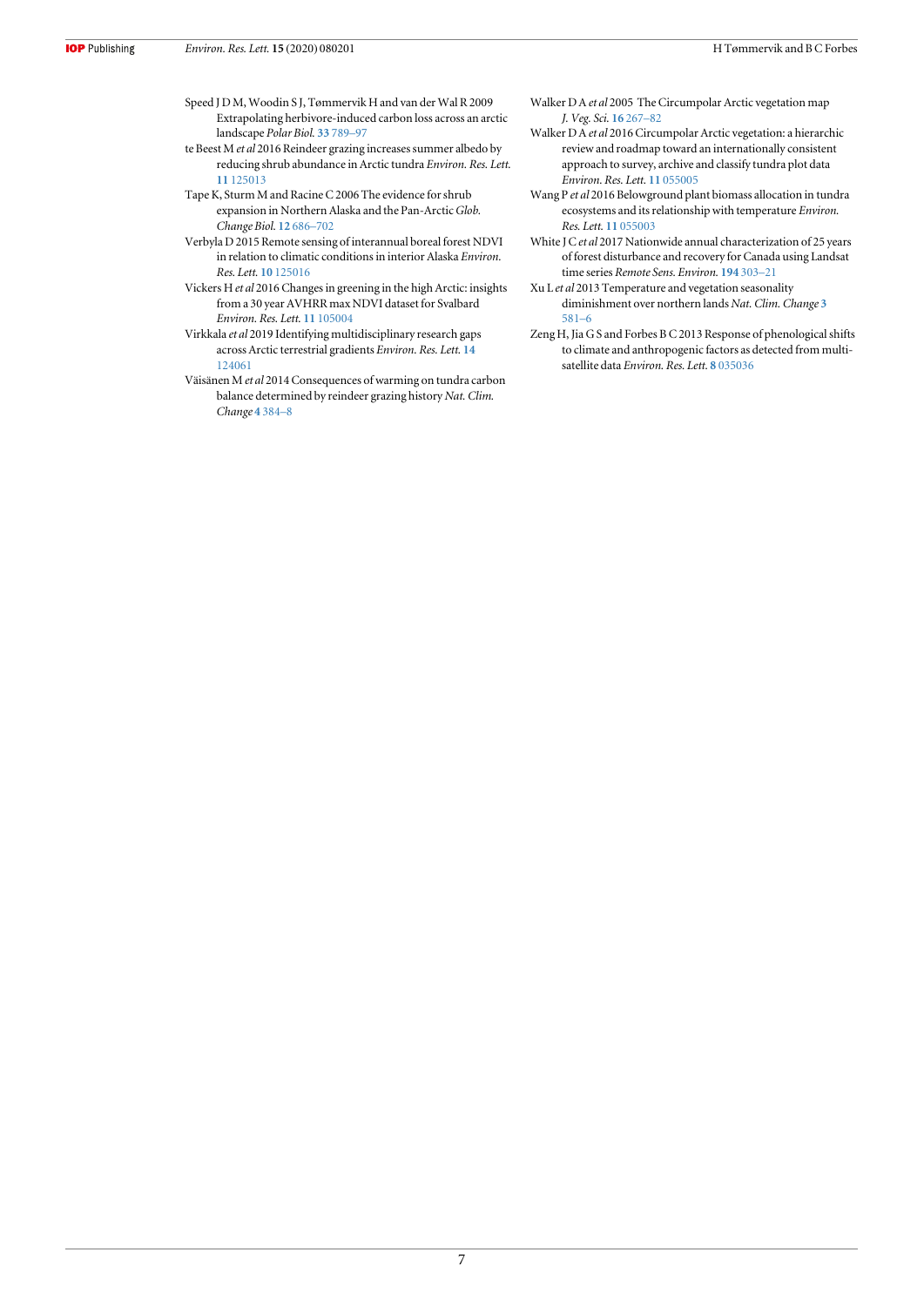Speed J D M, Woodin S J, Tømmervik H and van der Wal R 2009 Extrapolating herbivore-induced carbon loss across an arctic landscape *Polar Biol.* **33** 789–97

te Beest M *et al* 2016 Reindeer grazing increases summer albedo by reducing shrub abundance in Arctic tundra *Environ. Res. Lett.* **11** 125013

Tape K, Sturm M and Racine C 2006 The evidence for shrub expansion in Northern Alaska and the Pan-Arctic *Glob. Change Biol.* **12** 686–702

Verbyla D 2015 Remote sensing of interannual boreal forest NDVI in relation to climatic conditions in interior Alaska *Environ. Res. Lett.* **10** 125016

Vickers H *et al* 2016 Changes in greening in the high Arctic: insights from a 30 year AVHRR max NDVI dataset for Svalbard *Environ. Res. Lett.* **11** 105004

Virkkala *et al* 2019 Identifying multidisciplinary research gaps across Arctic terrestrial gradients *Environ. Res. Lett.* **14** 124061

Väisänen M *et al* 2014 Consequences of warming on tundra carbon balance determined by reindeer grazing history *Nat. Clim. Change* **4** 384–8

Walker D A *et al* 2005 The Circumpolar Arctic vegetation map *J. Veg. Sci.* **16** 267–82

Walker D A *et al* 2016 Circumpolar Arctic vegetation: a hierarchic review and roadmap toward an internationally consistent approach to survey, archive and classify tundra plot data *Environ. Res. Lett.* **11** 055005

Wang P *et al* 2016 Belowground plant biomass allocation in tundra ecosystems and its relationship with temperature *Environ. Res. Lett.* **11** 055003

White J C *et al* 2017 Nationwide annual characterization of 25 years of forest disturbance and recovery for Canada using Landsat time series *Remote Sens. Environ.* **194** 303–21

Xu L *et al* 2013 Temperature and vegetation seasonality diminishment over northern lands *Nat. Clim. Change* **3** 581–6

Zeng H, Jia G S and Forbes B C 2013 Response of phenological shifts to climate and anthropogenic factors as detected from multi-satellite data *Environ. Res. Lett.* **8** 035036